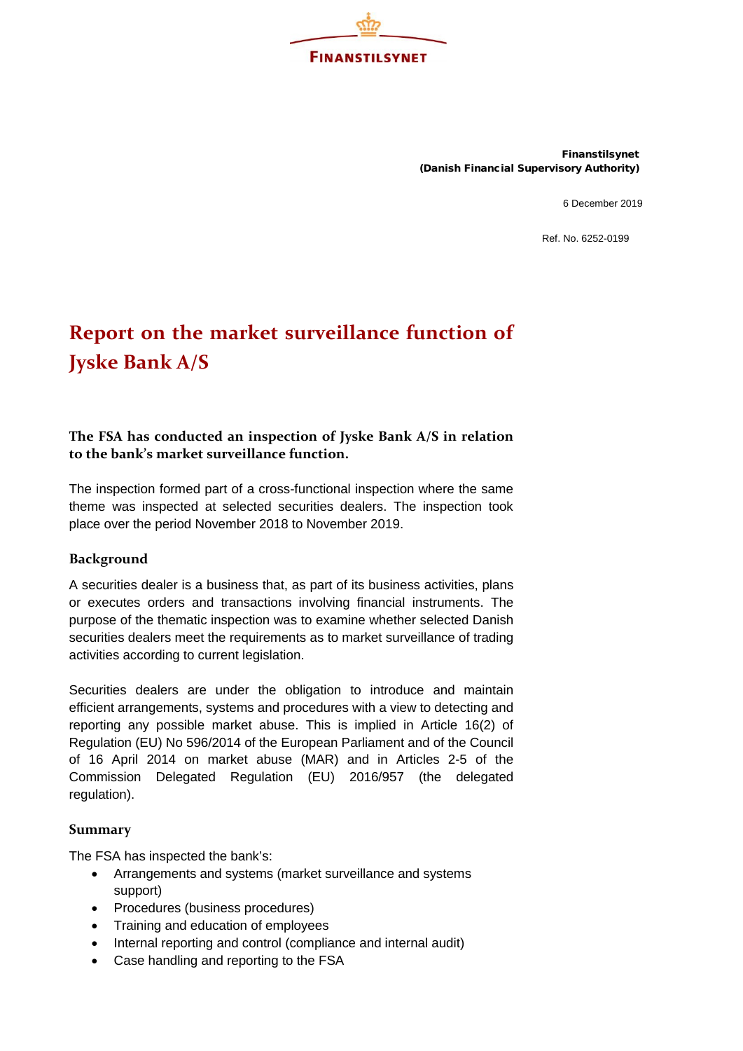FINANSTILSYNET

**Finanstilsynet**
**(Danish Financial Supervisory Authority)**

6 December 2019

Ref. No. 6252-0199

# Report on the market surveillance function of Jyske Bank A/S

**The FSA has conducted an inspection of Jyske Bank A/S in relation to the bank's market surveillance function.**

The inspection formed part of a cross-functional inspection where the same theme was inspected at selected securities dealers. The inspection took place over the period November 2018 to November 2019.

## Background

A securities dealer is a business that, as part of its business activities, plans or executes orders and transactions involving financial instruments. The purpose of the thematic inspection was to examine whether selected Danish securities dealers meet the requirements as to market surveillance of trading activities according to current legislation.

Securities dealers are under the obligation to introduce and maintain efficient arrangements, systems and procedures with a view to detecting and reporting any possible market abuse. This is implied in Article 16(2) of Regulation (EU) No 596/2014 of the European Parliament and of the Council of 16 April 2014 on market abuse (MAR) and in Articles 2-5 of the Commission Delegated Regulation (EU) 2016/957 (the delegated regulation).

## Summary

The FSA has inspected the bank's:

- Arrangements and systems (market surveillance and systems support)
- Procedures (business procedures)
- Training and education of employees
- Internal reporting and control (compliance and internal audit)
- Case handling and reporting to the FSA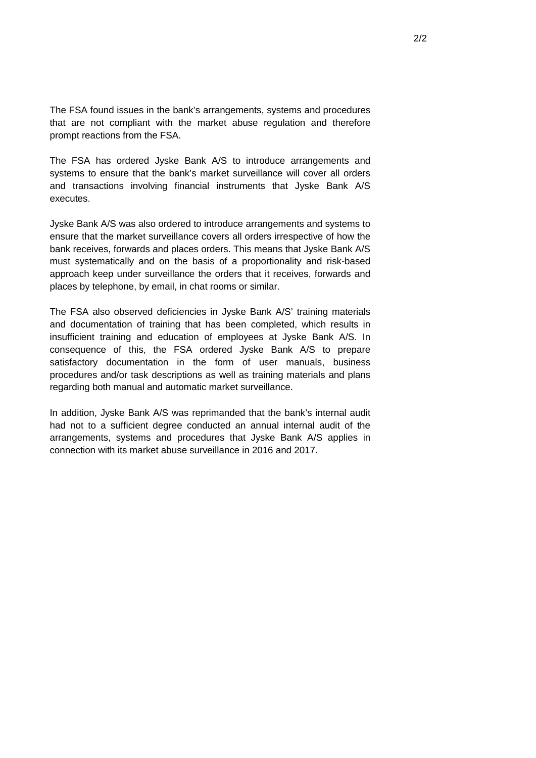The FSA found issues in the bank’s arrangements, systems and procedures that are not compliant with the market abuse regulation and therefore prompt reactions from the FSA.

The FSA has ordered Jyske Bank A/S to introduce arrangements and systems to ensure that the bank’s market surveillance will cover all orders and transactions involving financial instruments that Jyske Bank A/S executes.

Jyske Bank A/S was also ordered to introduce arrangements and systems to ensure that the market surveillance covers all orders irrespective of how the bank receives, forwards and places orders. This means that Jyske Bank A/S must systematically and on the basis of a proportionality and risk-based approach keep under surveillance the orders that it receives, forwards and places by telephone, by email, in chat rooms or similar.

The FSA also observed deficiencies in Jyske Bank A/S’ training materials and documentation of training that has been completed, which results in insufficient training and education of employees at Jyske Bank A/S. In consequence of this, the FSA ordered Jyske Bank A/S to prepare satisfactory documentation in the form of user manuals, business procedures and/or task descriptions as well as training materials and plans regarding both manual and automatic market surveillance.

In addition, Jyske Bank A/S was reprimanded that the bank’s internal audit had not to a sufficient degree conducted an annual internal audit of the arrangements, systems and procedures that Jyske Bank A/S applies in connection with its market abuse surveillance in 2016 and 2017.